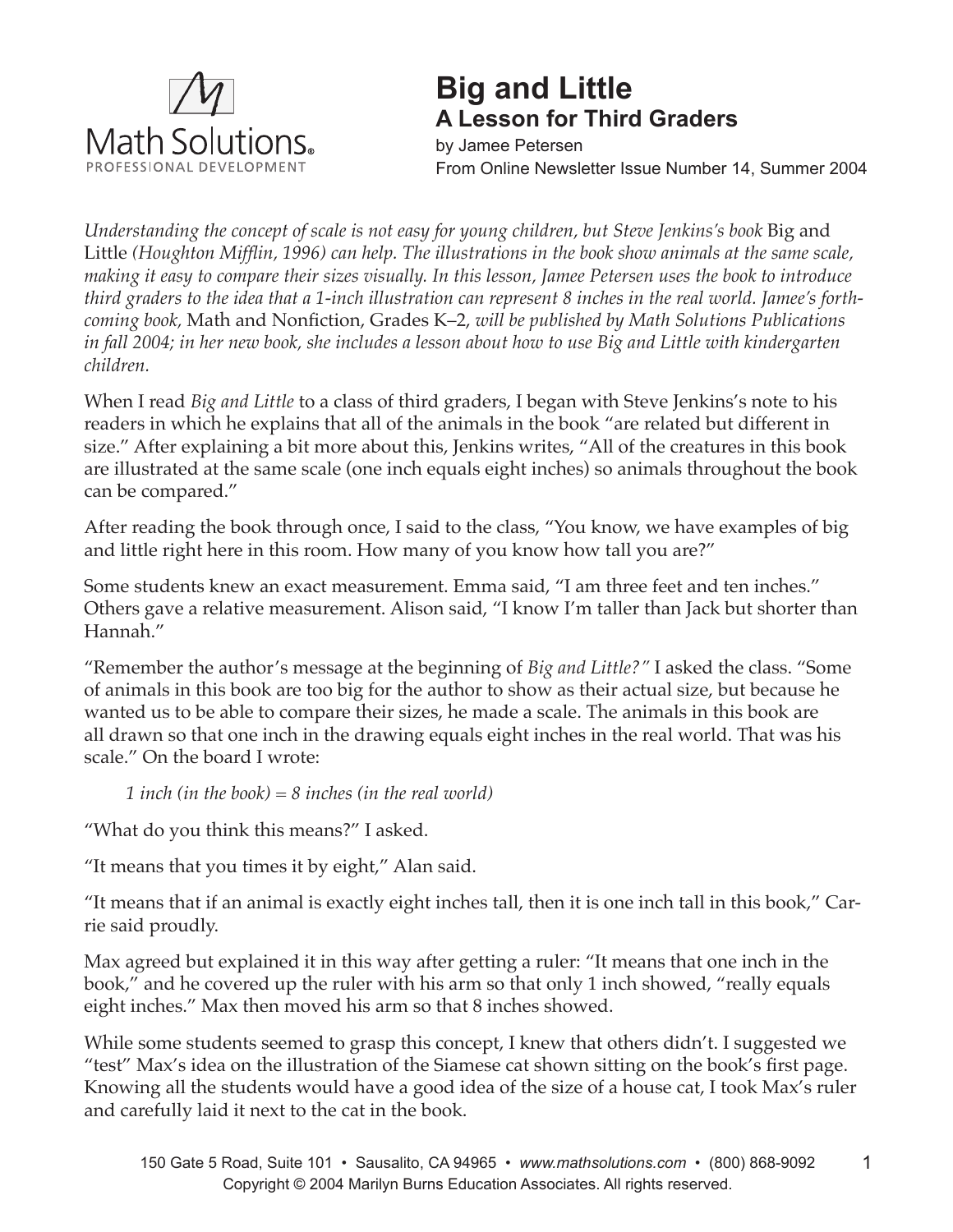Math Solutions® PROFESSIONAL DEVELOPMENT

# Big and Little

## A Lesson for Third Graders

by Jamee Petersen
From Online Newsletter Issue Number 14, Summer 2004

*Understanding the concept of scale is not easy for young children, but Steve Jenkins's book* Big and Little *(Houghton Mifflin, 1996) can help. The illustrations in the book show animals at the same scale, making it easy to compare their sizes visually. In this lesson, Jamee Petersen uses the book to introduce third graders to the idea that a 1-inch illustration can represent 8 inches in the real world. Jamee's forthcoming book,* Math and Nonfiction, Grades K–2, *will be published by Math Solutions Publications in fall 2004; in her new book, she includes a lesson about how to use Big and Little with kindergarten children.*

When I read *Big and Little* to a class of third graders, I began with Steve Jenkins's note to his readers in which he explains that all of the animals in the book "are related but different in size." After explaining a bit more about this, Jenkins writes, "All of the creatures in this book are illustrated at the same scale (one inch equals eight inches) so animals throughout the book can be compared."

After reading the book through once, I said to the class, "You know, we have examples of big and little right here in this room. How many of you know how tall you are?"

Some students knew an exact measurement. Emma said, "I am three feet and ten inches." Others gave a relative measurement. Alison said, "I know I'm taller than Jack but shorter than Hannah."

"Remember the author's message at the beginning of *Big and Little?"* I asked the class. "Some of animals in this book are too big for the author to show as their actual size, but because he wanted us to be able to compare their sizes, he made a scale. The animals in this book are all drawn so that one inch in the drawing equals eight inches in the real world. That was his scale." On the board I wrote:

> *1 inch (in the book) = 8 inches (in the real world)*

"What do you think this means?" I asked.

"It means that you times it by eight," Alan said.

"It means that if an animal is exactly eight inches tall, then it is one inch tall in this book," Carrie said proudly.

Max agreed but explained it in this way after getting a ruler: "It means that one inch in the book," and he covered up the ruler with his arm so that only 1 inch showed, "really equals eight inches." Max then moved his arm so that 8 inches showed.

While some students seemed to grasp this concept, I knew that others didn't. I suggested we "test" Max's idea on the illustration of the Siamese cat shown sitting on the book's first page. Knowing all the students would have a good idea of the size of a house cat, I took Max's ruler and carefully laid it next to the cat in the book.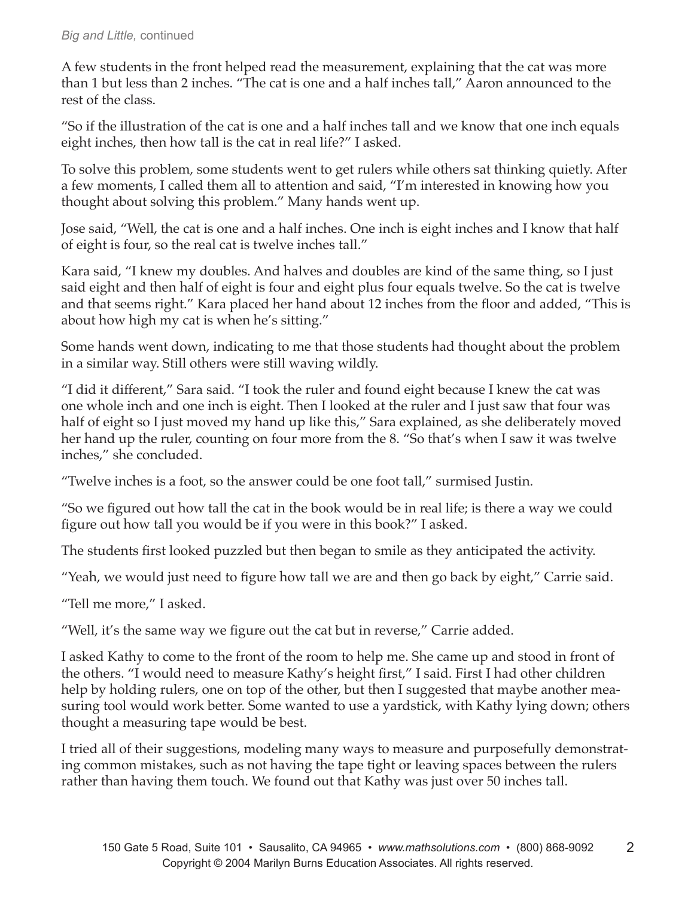A few students in the front helped read the measurement, explaining that the cat was more than 1 but less than 2 inches. "The cat is one and a half inches tall," Aaron announced to the rest of the class.

"So if the illustration of the cat is one and a half inches tall and we know that one inch equals eight inches, then how tall is the cat in real life?" I asked.

To solve this problem, some students went to get rulers while others sat thinking quietly. After a few moments, I called them all to attention and said, "I'm interested in knowing how you thought about solving this problem." Many hands went up.

Jose said, "Well, the cat is one and a half inches. One inch is eight inches and I know that half of eight is four, so the real cat is twelve inches tall."

Kara said, "I knew my doubles. And halves and doubles are kind of the same thing, so I just said eight and then half of eight is four and eight plus four equals twelve. So the cat is twelve and that seems right." Kara placed her hand about 12 inches from the floor and added, "This is about how high my cat is when he's sitting."

Some hands went down, indicating to me that those students had thought about the problem in a similar way. Still others were still waving wildly.

"I did it different," Sara said. "I took the ruler and found eight because I knew the cat was one whole inch and one inch is eight. Then I looked at the ruler and I just saw that four was half of eight so I just moved my hand up like this," Sara explained, as she deliberately moved her hand up the ruler, counting on four more from the 8. "So that's when I saw it was twelve inches," she concluded.

"Twelve inches is a foot, so the answer could be one foot tall," surmised Justin.

"So we figured out how tall the cat in the book would be in real life; is there a way we could figure out how tall you would be if you were in this book?" I asked.

The students first looked puzzled but then began to smile as they anticipated the activity.

"Yeah, we would just need to figure how tall we are and then go back by eight," Carrie said.

"Tell me more," I asked.

"Well, it's the same way we figure out the cat but in reverse," Carrie added.

I asked Kathy to come to the front of the room to help me. She came up and stood in front of the others. "I would need to measure Kathy's height first," I said. First I had other children help by holding rulers, one on top of the other, but then I suggested that maybe another measuring tool would work better. Some wanted to use a yardstick, with Kathy lying down; others thought a measuring tape would be best.

I tried all of their suggestions, modeling many ways to measure and purposefully demonstrating common mistakes, such as not having the tape tight or leaving spaces between the rulers rather than having them touch. We found out that Kathy was just over 50 inches tall.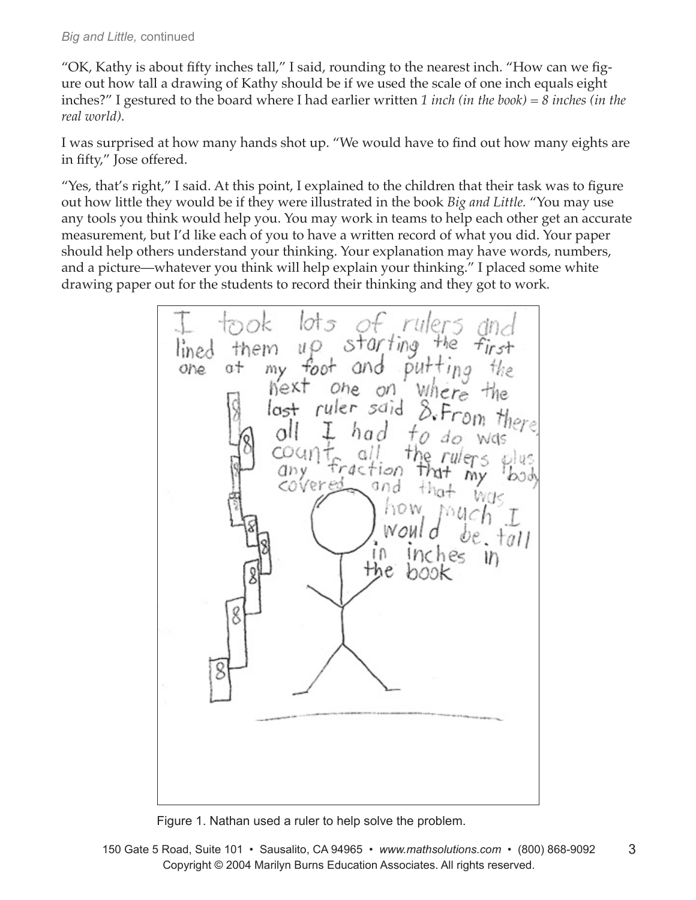"OK, Kathy is about fifty inches tall," I said, rounding to the nearest inch. "How can we figure out how tall a drawing of Kathy should be if we used the scale of one inch equals eight inches?" I gestured to the board where I had earlier written *1 inch (in the book) = 8 inches (in the real world).*

I was surprised at how many hands shot up. "We would have to find out how many eights are in fifty," Jose offered.

"Yes, that's right," I said. At this point, I explained to the children that their task was to figure out how little they would be if they were illustrated in the book *Big and Little.* "You may use any tools you think would help you. You may work in teams to help each other get an accurate measurement, but I'd like each of you to have a written record of what you did. Your paper should help others understand your thinking. Your explanation may have words, numbers, and a picture—whatever you think will help explain your thinking." I placed some white drawing paper out for the students to record their thinking and they got to work.

> I took lots of rulers and lined them up starting the first one at my foot and putting the next one on where the last ruler said 8. From there all I had to do was count all the rulers plus any fraction that my body covered and that was how much I would be tall in inches in the book

Figure 1. Nathan used a ruler to help solve the problem.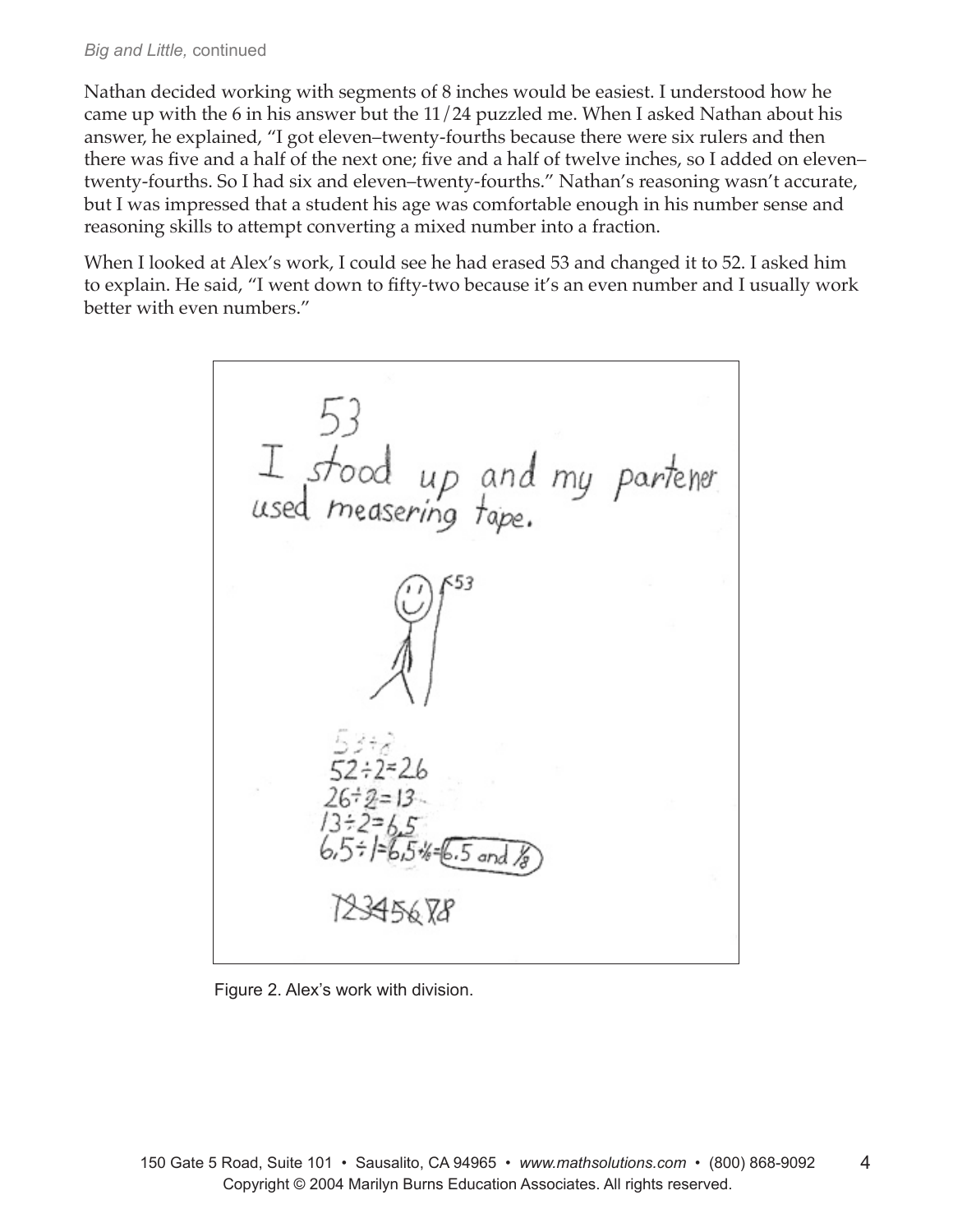Nathan decided working with segments of 8 inches would be easiest. I understood how he came up with the 6 in his answer but the 11/24 puzzled me. When I asked Nathan about his answer, he explained, "I got eleven–twenty-fourths because there were six rulers and then there was five and a half of the next one; five and a half of twelve inches, so I added on eleven–twenty-fourths. So I had six and eleven–twenty-fourths." Nathan's reasoning wasn't accurate, but I was impressed that a student his age was comfortable enough in his number sense and reasoning skills to attempt converting a mixed number into a fraction.

When I looked at Alex's work, I could see he had erased 53 and changed it to 52. I asked him to explain. He said, "I went down to fifty-two because it's an even number and I usually work better with even numbers."

53

I stood up and my partener used measering tape.

53

$52 \div 2 = 26$

$26 \div 2 = 13$

$13 \div 2 = 6.5$

$6.5 \div 1 = 6.5 \frac{1}{8} =$ 6.5 and $\frac{1}{8}$

12345678

Figure 2. Alex's work with division.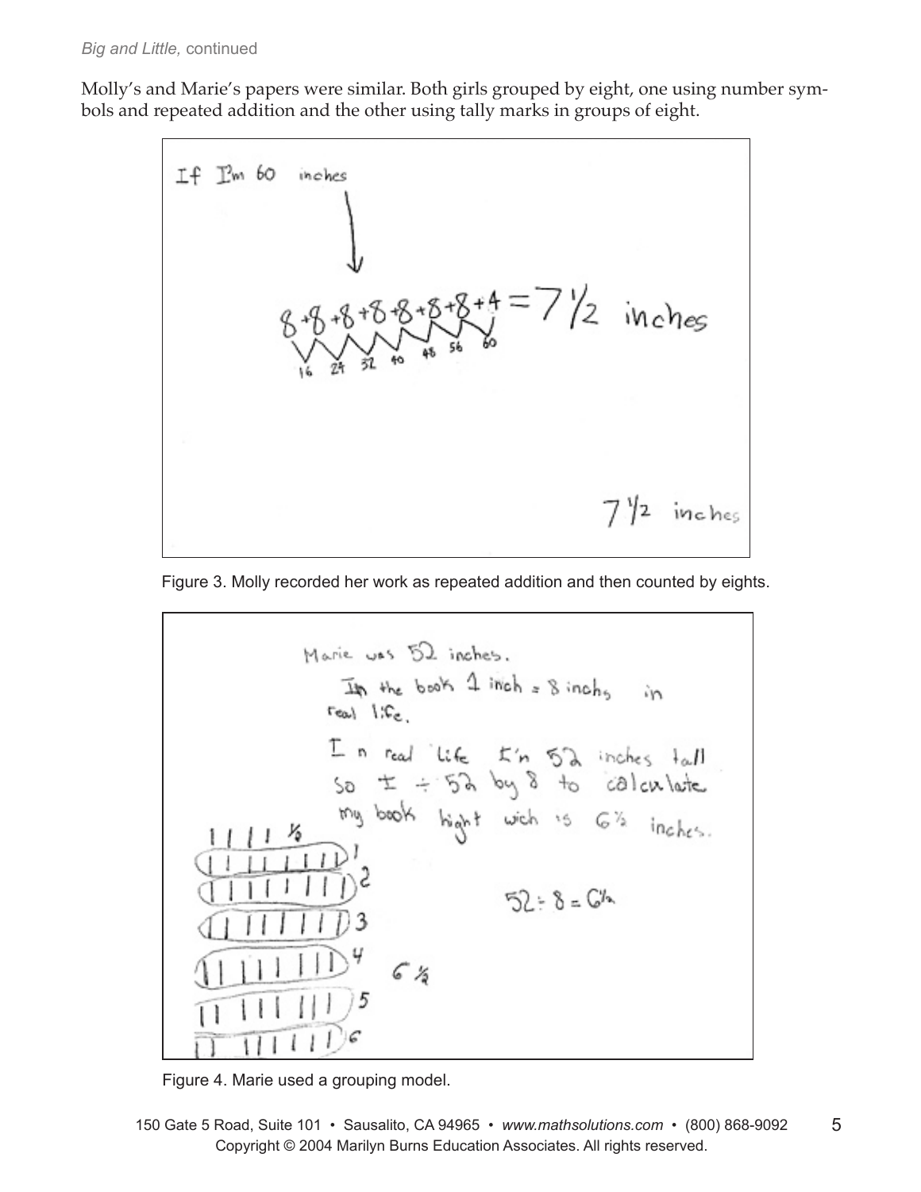Molly's and Marie's papers were similar. Both girls grouped by eight, one using number symbols and repeated addition and the other using tally marks in groups of eight.

If I'm 60 inches

$8+8+8+8+8+8+8+4 = 7\frac{1}{2}$ inches

16 24 32 40 48 56 60

$7\frac{1}{2}$ inches

Figure 3. Molly recorded her work as repeated addition and then counted by eights.

Marie was 52 inches.

In the book 1 inch = 8 inchs in real life.

In real life I'm 52 inches tall so I ÷ 52 by 8 to calculate my book hight wich is 6½ inches.

$52 \div 8 = 6\frac{1}{2}$

$6\frac{1}{2}$

Figure 4. Marie used a grouping model.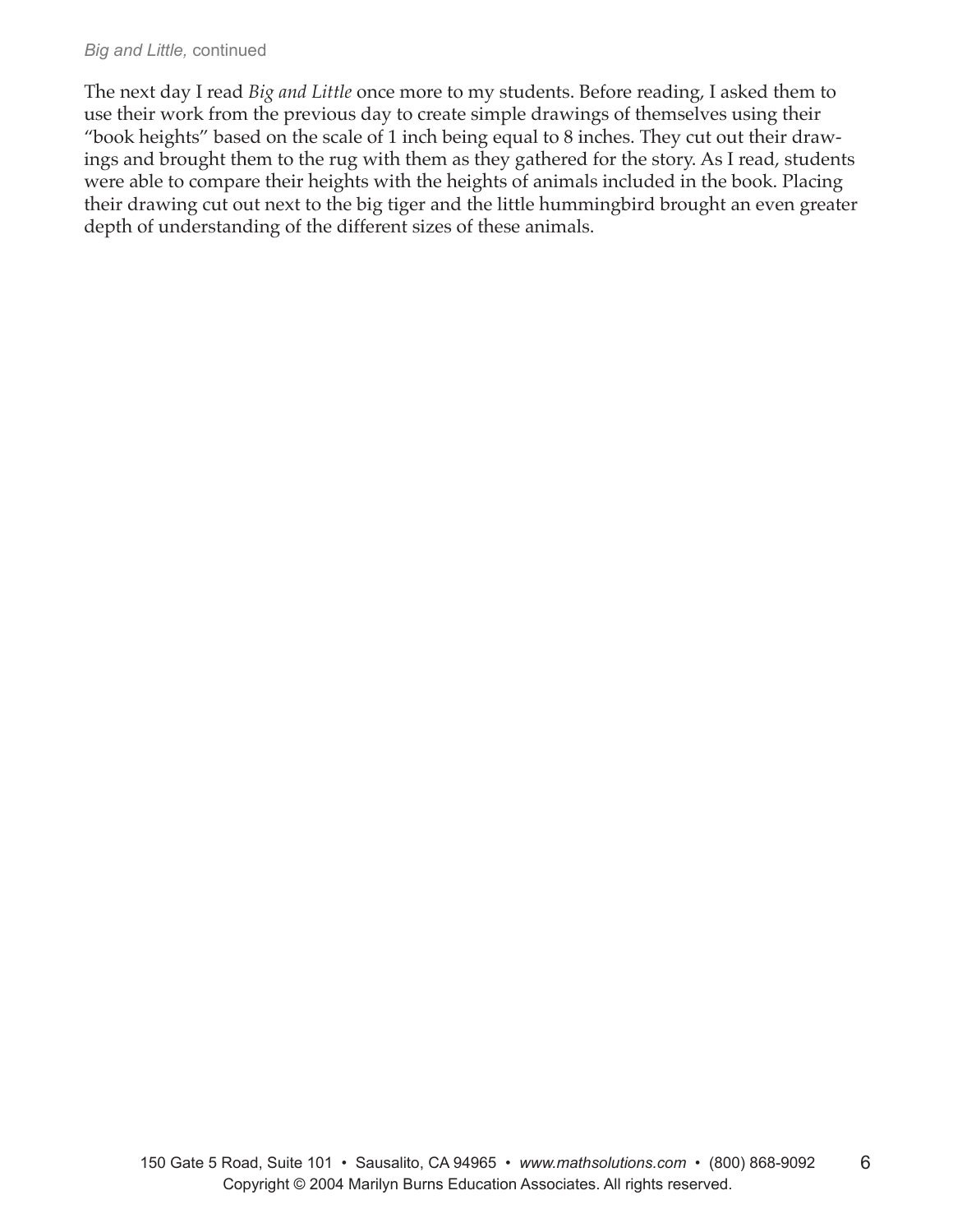The next day I read *Big and Little* once more to my students. Before reading, I asked them to use their work from the previous day to create simple drawings of themselves using their "book heights" based on the scale of 1 inch being equal to 8 inches. They cut out their drawings and brought them to the rug with them as they gathered for the story. As I read, students were able to compare their heights with the heights of animals included in the book. Placing their drawing cut out next to the big tiger and the little hummingbird brought an even greater depth of understanding of the different sizes of these animals.